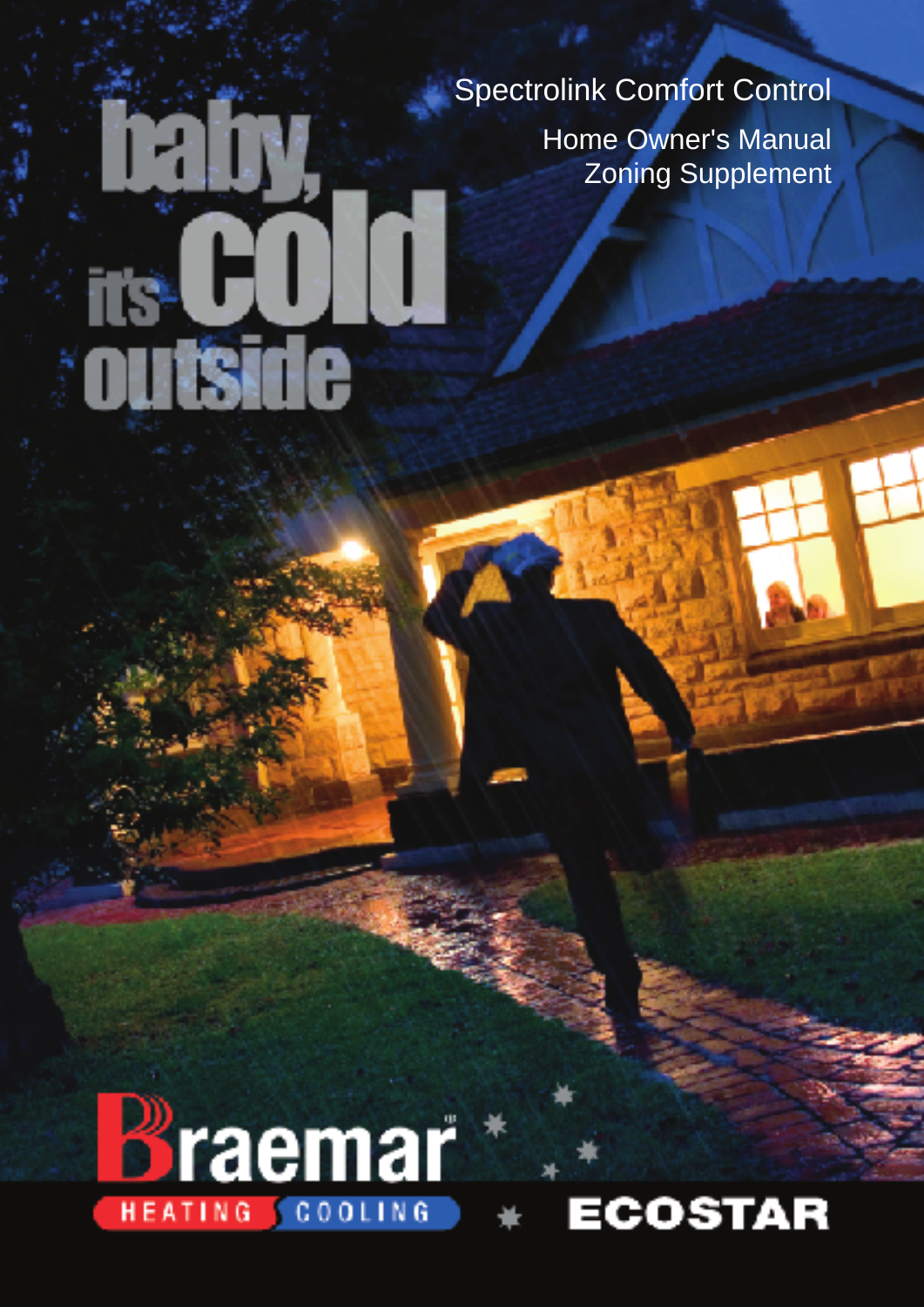# Spectrolink Comfort Control

## Home Owner's Manual
## Zoning Supplement

baby, it's cold outside

Braemar HEATING COOLING

ECOSTAR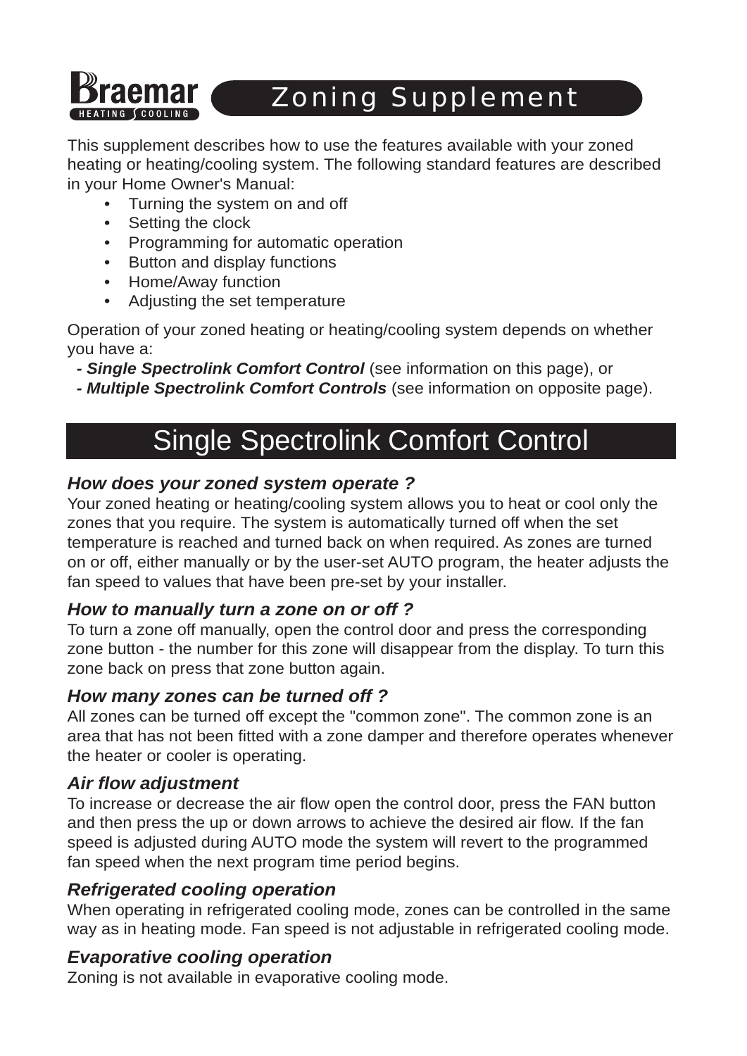Braemar HEATING COOLING

# Zoning Supplement

This supplement describes how to use the features available with your zoned heating or heating/cooling system. The following standard features are described in your Home Owner's Manual:

- Turning the system on and off
- Setting the clock
- Programming for automatic operation
- Button and display functions
- Home/Away function
- Adjusting the set temperature

Operation of your zoned heating or heating/cooling system depends on whether you have a:

**- *Single Spectrolink Comfort Control*** (see information on this page), or
**- *Multiple Spectrolink Comfort Controls*** (see information on opposite page).

## Single Spectrolink Comfort Control

### *How does your zoned system operate ?*

Your zoned heating or heating/cooling system allows you to heat or cool only the zones that you require. The system is automatically turned off when the set temperature is reached and turned back on when required. As zones are turned on or off, either manually or by the user-set AUTO program, the heater adjusts the fan speed to values that have been pre-set by your installer.

### *How to manually turn a zone on or off ?*

To turn a zone off manually, open the control door and press the corresponding zone button - the number for this zone will disappear from the display. To turn this zone back on press that zone button again.

### *How many zones can be turned off ?*

All zones can be turned off except the "common zone". The common zone is an area that has not been fitted with a zone damper and therefore operates whenever the heater or cooler is operating.

### *Air flow adjustment*

To increase or decrease the air flow open the control door, press the FAN button and then press the up or down arrows to achieve the desired air flow. If the fan speed is adjusted during AUTO mode the system will revert to the programmed fan speed when the next program time period begins.

### *Refrigerated cooling operation*

When operating in refrigerated cooling mode, zones can be controlled in the same way as in heating mode. Fan speed is not adjustable in refrigerated cooling mode.

### *Evaporative cooling operation*

Zoning is not available in evaporative cooling mode.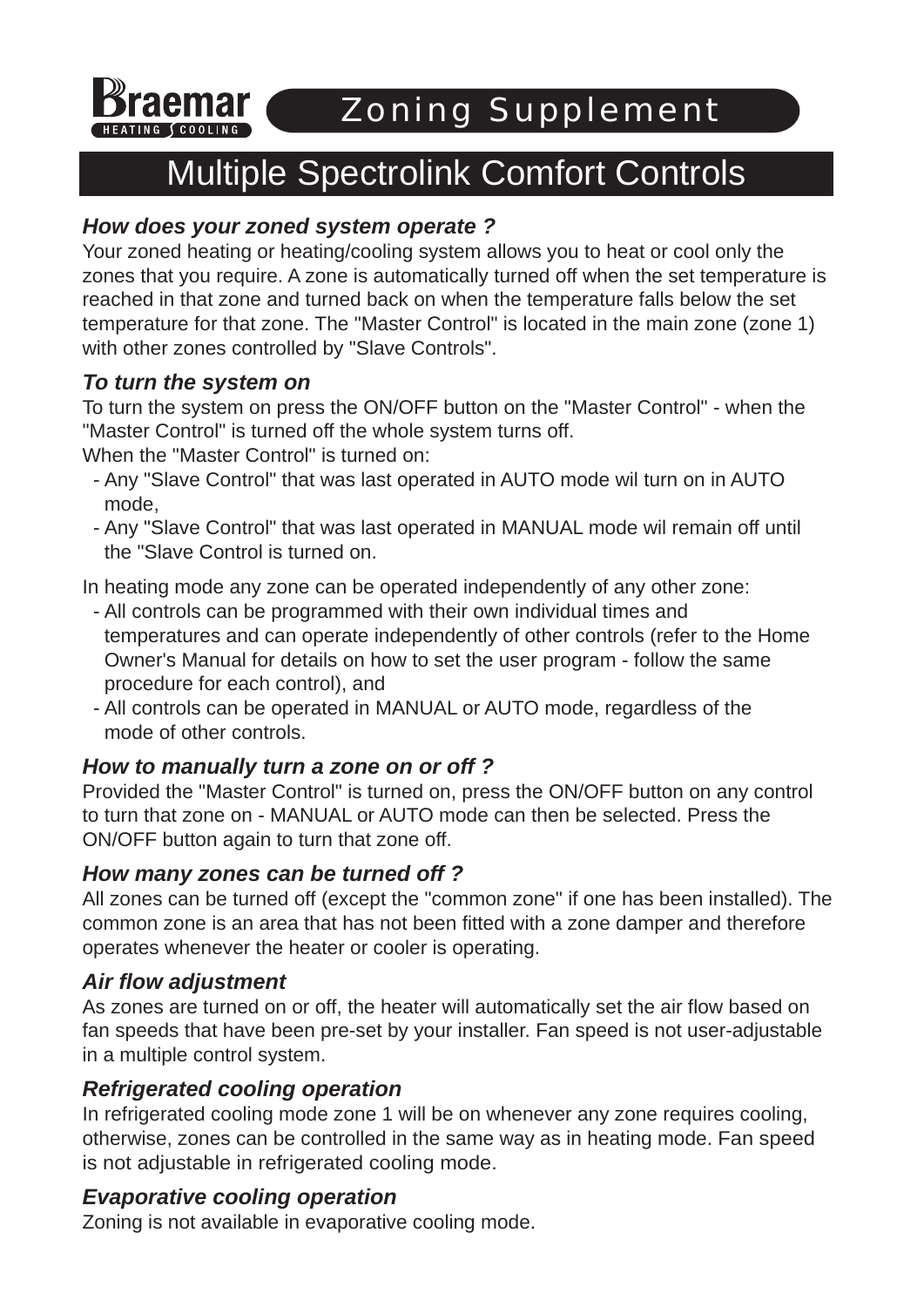**Braemar** HEATING COOLING

# Zoning Supplement

## Multiple Spectrolink Comfort Controls

### *How does your zoned system operate ?*

Your zoned heating or heating/cooling system allows you to heat or cool only the zones that you require. A zone is automatically turned off when the set temperature is reached in that zone and turned back on when the temperature falls below the set temperature for that zone. The "Master Control" is located in the main zone (zone 1) with other zones controlled by "Slave Controls".

### *To turn the system on*

To turn the system on press the ON/OFF button on the "Master Control" - when the "Master Control" is turned off the whole system turns off.
When the "Master Control" is turned on:

- Any "Slave Control" that was last operated in AUTO mode wil turn on in AUTO mode,
- Any "Slave Control" that was last operated in MANUAL mode wil remain off until the "Slave Control is turned on.

In heating mode any zone can be operated independently of any other zone:

- All controls can be programmed with their own individual times and temperatures and can operate independently of other controls (refer to the Home Owner's Manual for details on how to set the user program - follow the same procedure for each control), and
- All controls can be operated in MANUAL or AUTO mode, regardless of the mode of other controls.

### *How to manually turn a zone on or off ?*

Provided the "Master Control" is turned on, press the ON/OFF button on any control to turn that zone on - MANUAL or AUTO mode can then be selected. Press the ON/OFF button again to turn that zone off.

### *How many zones can be turned off ?*

All zones can be turned off (except the "common zone" if one has been installed). The common zone is an area that has not been fitted with a zone damper and therefore operates whenever the heater or cooler is operating.

### *Air flow adjustment*

As zones are turned on or off, the heater will automatically set the air flow based on fan speeds that have been pre-set by your installer. Fan speed is not user-adjustable in a multiple control system.

### *Refrigerated cooling operation*

In refrigerated cooling mode zone 1 will be on whenever any zone requires cooling, otherwise, zones can be controlled in the same way as in heating mode. Fan speed is not adjustable in refrigerated cooling mode.

### *Evaporative cooling operation*

Zoning is not available in evaporative cooling mode.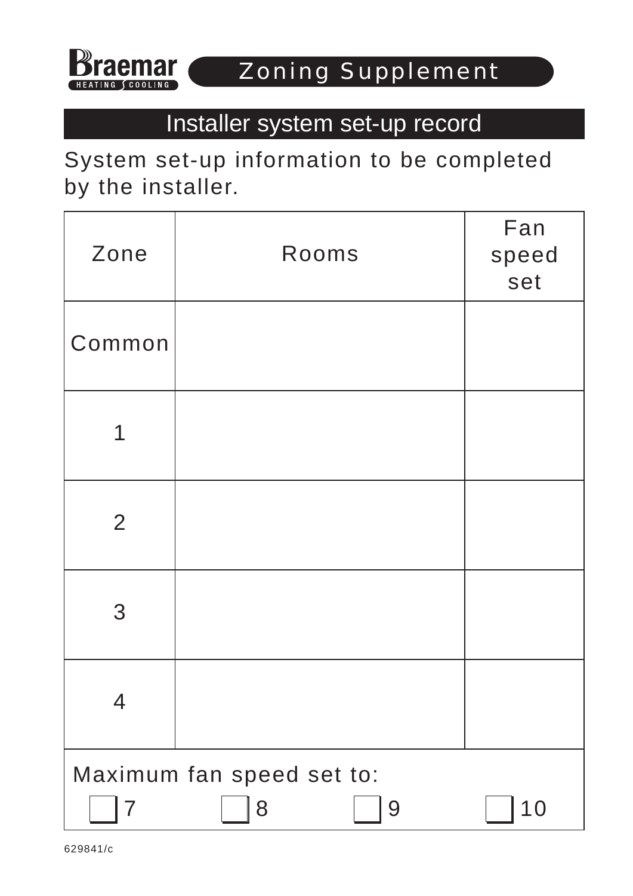Braemar HEATING COOLING

Zoning Supplement

# Installer system set-up record

System set-up information to be completed by the installer.

| Zone | Rooms | Fan speed set |
|---|---|---|
| Common | | |
| 1 | | |
| 2 | | |
| 3 | | |
| 4 | | |

Maximum fan speed set to:

☐ 7 ☐ 8 ☐ 9 ☐ 10

629841/c